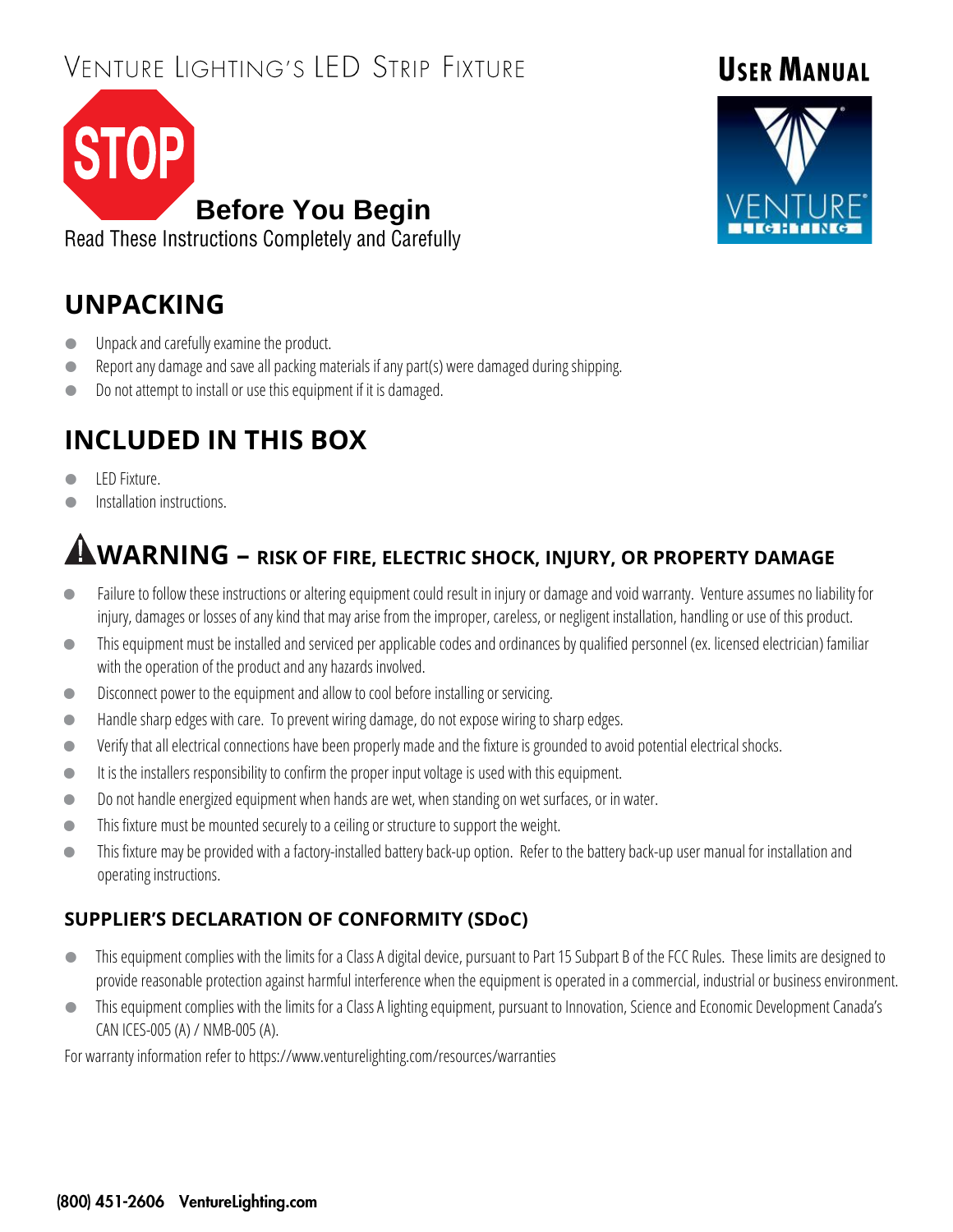# Venture Lighting's LED Strip Fixture

**User Manual**

STOP

## Before You Begin

Read These Instructions Completely and Carefully

## UNPACKING

- Unpack and carefully examine the product.
- Report any damage and save all packing materials if any part(s) were damaged during shipping.
- Do not attempt to install or use this equipment if it is damaged.

## INCLUDED IN THIS BOX

- LED Fixture.
- Installation instructions.

## WARNING – RISK OF FIRE, ELECTRIC SHOCK, INJURY, OR PROPERTY DAMAGE

- Failure to follow these instructions or altering equipment could result in injury or damage and void warranty. Venture assumes no liability for injury, damages or losses of any kind that may arise from the improper, careless, or negligent installation, handling or use of this product.
- This equipment must be installed and serviced per applicable codes and ordinances by qualified personnel (ex. licensed electrician) familiar with the operation of the product and any hazards involved.
- Disconnect power to the equipment and allow to cool before installing or servicing.
- Handle sharp edges with care. To prevent wiring damage, do not expose wiring to sharp edges.
- Verify that all electrical connections have been properly made and the fixture is grounded to avoid potential electrical shocks.
- It is the installers responsibility to confirm the proper input voltage is used with this equipment.
- Do not handle energized equipment when hands are wet, when standing on wet surfaces, or in water.
- This fixture must be mounted securely to a ceiling or structure to support the weight.
- This fixture may be provided with a factory-installed battery back-up option. Refer to the battery back-up user manual for installation and operating instructions.

### SUPPLIER'S DECLARATION OF CONFORMITY (SDoC)

- This equipment complies with the limits for a Class A digital device, pursuant to Part 15 Subpart B of the FCC Rules. These limits are designed to provide reasonable protection against harmful interference when the equipment is operated in a commercial, industrial or business environment.
- This equipment complies with the limits for a Class A lighting equipment, pursuant to Innovation, Science and Economic Development Canada's CAN ICES-005 (A) / NMB-005 (A).

For warranty information refer to https://www.venturelighting.com/resources/warranties

**(800) 451-2606 VentureLighting.com**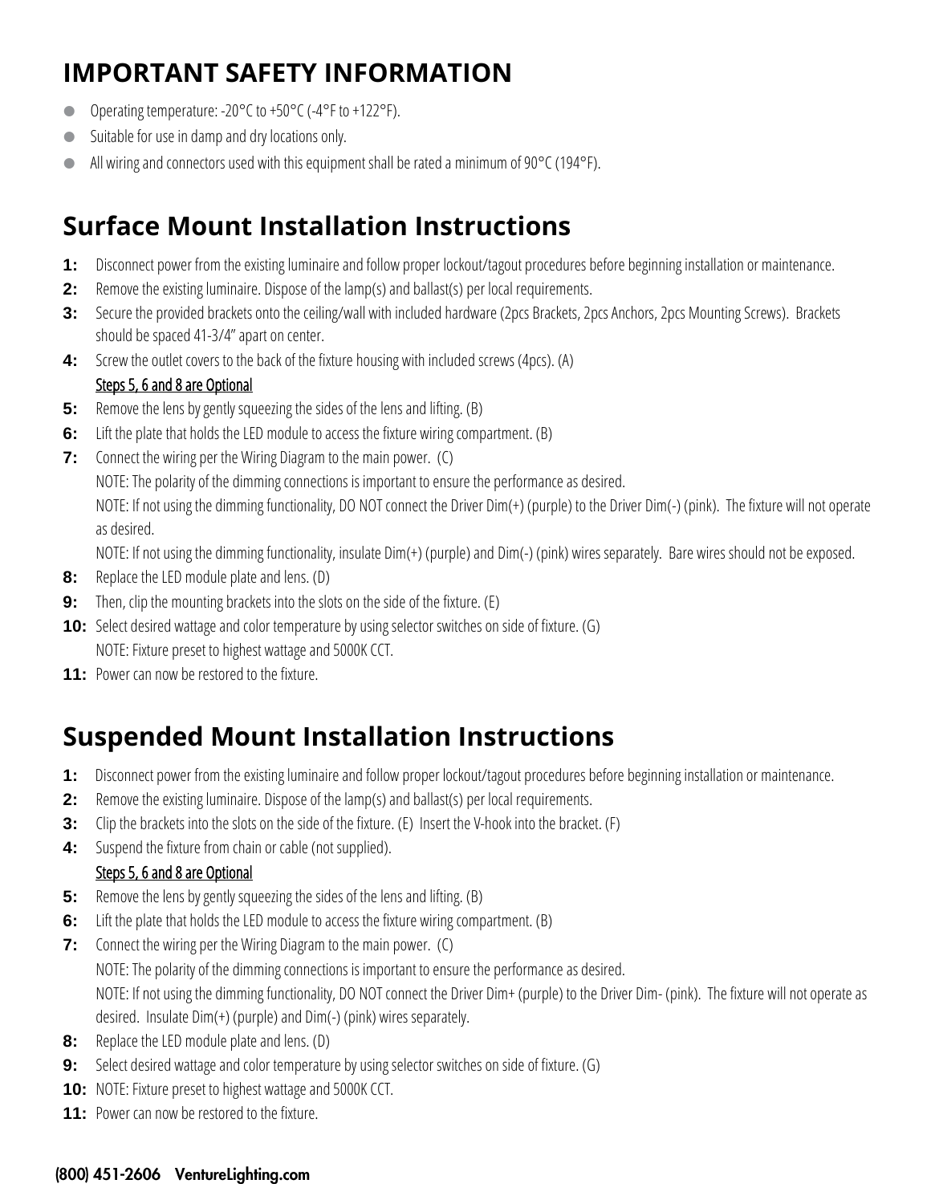## IMPORTANT SAFETY INFORMATION

- Operating temperature: -20°C to +50°C (-4°F to +122°F).
- Suitable for use in damp and dry locations only.
- All wiring and connectors used with this equipment shall be rated a minimum of 90°C (194°F).

## Surface Mount Installation Instructions

**1:** Disconnect power from the existing luminaire and follow proper lockout/tagout procedures before beginning installation or maintenance.

**2:** Remove the existing luminaire. Dispose of the lamp(s) and ballast(s) per local requirements.

**3:** Secure the provided brackets onto the ceiling/wall with included hardware (2pcs Brackets, 2pcs Anchors, 2pcs Mounting Screws). Brackets should be spaced 41-3/4" apart on center.

**4:** Screw the outlet covers to the back of the fixture housing with included screws (4pcs). (A)

<u>Steps 5, 6 and 8 are Optional</u>

**5:** Remove the lens by gently squeezing the sides of the lens and lifting. (B)

**6:** Lift the plate that holds the LED module to access the fixture wiring compartment. (B)

**7:** Connect the wiring per the Wiring Diagram to the main power. (C)
NOTE: The polarity of the dimming connections is important to ensure the performance as desired.
NOTE: If not using the dimming functionality, DO NOT connect the Driver Dim(+) (purple) to the Driver Dim(-) (pink). The fixture will not operate as desired.
NOTE: If not using the dimming functionality, insulate Dim(+) (purple) and Dim(-) (pink) wires separately. Bare wires should not be exposed.

**8:** Replace the LED module plate and lens. (D)

**9:** Then, clip the mounting brackets into the slots on the side of the fixture. (E)

**10:** Select desired wattage and color temperature by using selector switches on side of fixture. (G)
NOTE: Fixture preset to highest wattage and 5000K CCT.

**11:** Power can now be restored to the fixture.

## Suspended Mount Installation Instructions

**1:** Disconnect power from the existing luminaire and follow proper lockout/tagout procedures before beginning installation or maintenance.

**2:** Remove the existing luminaire. Dispose of the lamp(s) and ballast(s) per local requirements.

**3:** Clip the brackets into the slots on the side of the fixture. (E) Insert the V-hook into the bracket. (F)

**4:** Suspend the fixture from chain or cable (not supplied).

<u>Steps 5, 6 and 8 are Optional</u>

**5:** Remove the lens by gently squeezing the sides of the lens and lifting. (B)

**6:** Lift the plate that holds the LED module to access the fixture wiring compartment. (B)

**7:** Connect the wiring per the Wiring Diagram to the main power. (C)
NOTE: The polarity of the dimming connections is important to ensure the performance as desired.
NOTE: If not using the dimming functionality, DO NOT connect the Driver Dim+ (purple) to the Driver Dim- (pink). The fixture will not operate as desired. Insulate Dim(+) (purple) and Dim(-) (pink) wires separately.

**8:** Replace the LED module plate and lens. (D)

**9:** Select desired wattage and color temperature by using selector switches on side of fixture. (G)

**10:** NOTE: Fixture preset to highest wattage and 5000K CCT.

**11:** Power can now be restored to the fixture.

**(800) 451-2606 VentureLighting.com**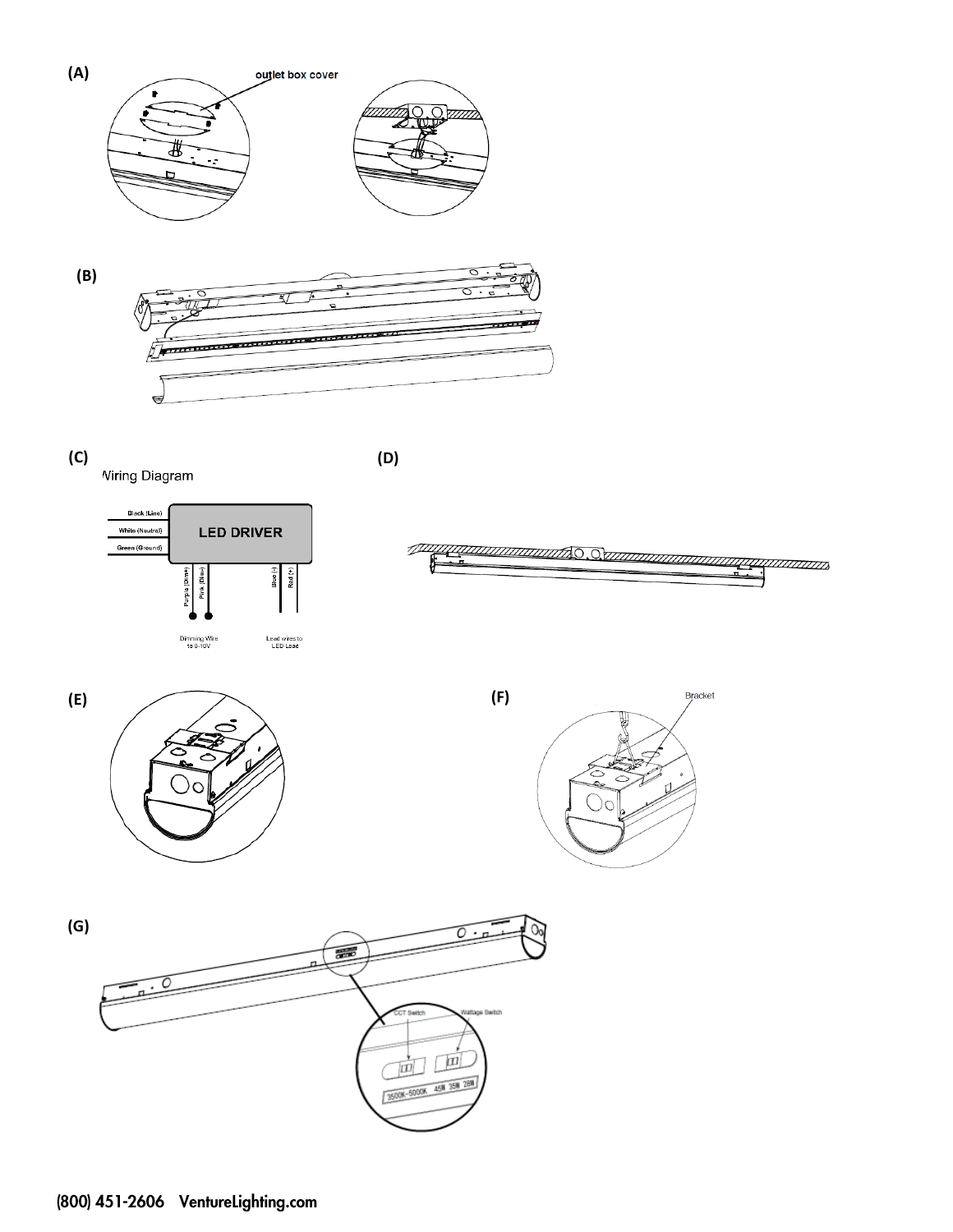(A)

outlet box cover

(B)

(C)

Wiring Diagram

Black (Line)

White (Neutral)

Green (Ground)

LED DRIVER

Purple (Dim+)

Pink (Dim-)

Blue (-)

Red (+)

Dimming Wire to 0-10V

Lead wires to LED Load

(D)

(E)

(F)

Bracket

(G)

CCT Switch

Wattage Switch

3500K-5000K 45W 35W 28W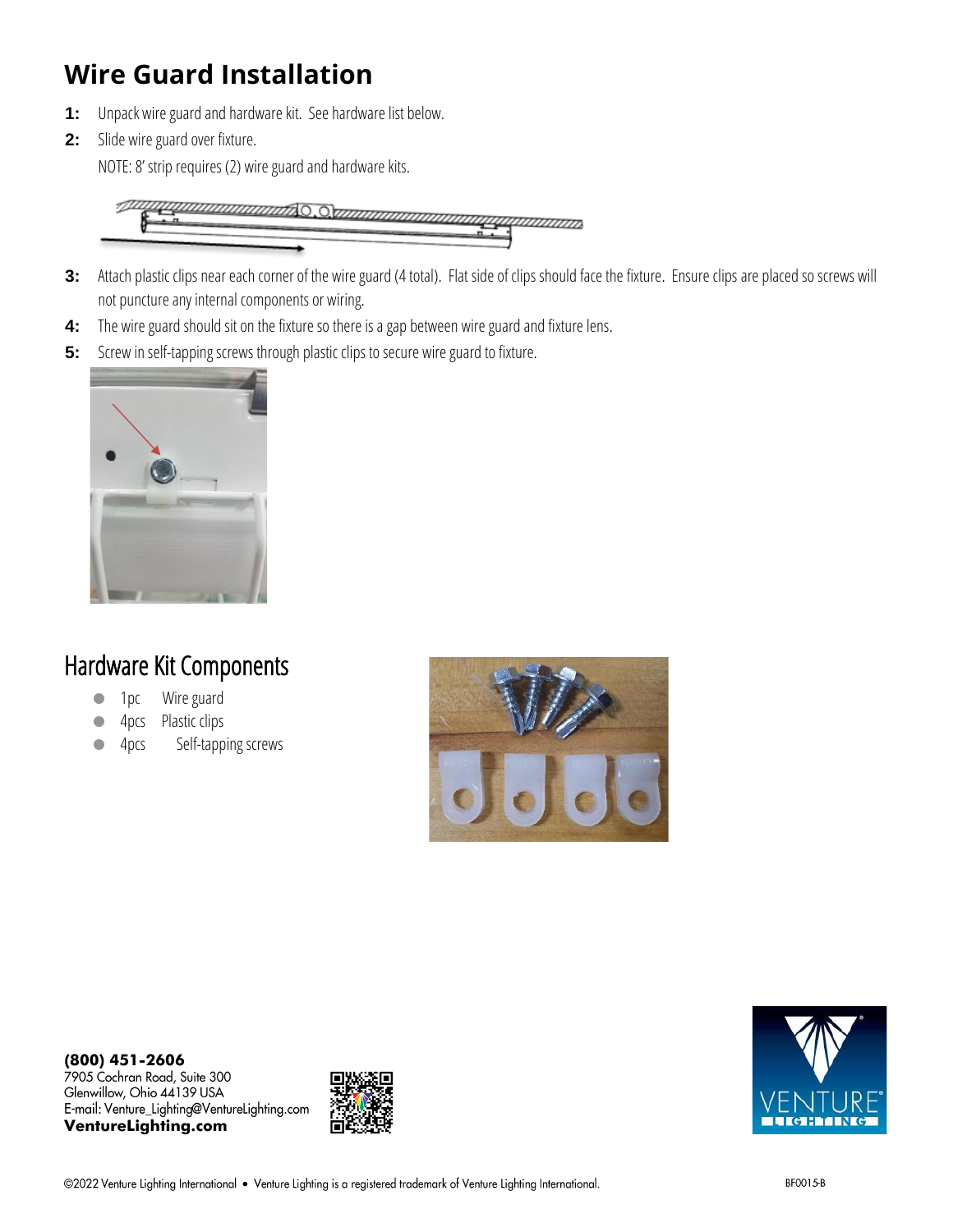# Wire Guard Installation

1: Unpack wire guard and hardware kit. See hardware list below.

2: Slide wire guard over fixture.

NOTE: 8' strip requires (2) wire guard and hardware kits.

3: Attach plastic clips near each corner of the wire guard (4 total). Flat side of clips should face the fixture. Ensure clips are placed so screws will not puncture any internal components or wiring.

4: The wire guard should sit on the fixture so there is a gap between wire guard and fixture lens.

5: Screw in self-tapping screws through plastic clips to secure wire guard to fixture.

## Hardware Kit Components

- 1pc Wire guard
- 4pcs Plastic clips
- 4pcs Self-tapping screws

**(800) 451-2606**
7905 Cochran Road, Suite 300
Glenwillow, Ohio 44139 USA
E-mail: Venture_Lighting@VentureLighting.com
**VentureLighting.com**

©2022 Venture Lighting International • Venture Lighting is a registered trademark of Venture Lighting International.

BF0015-B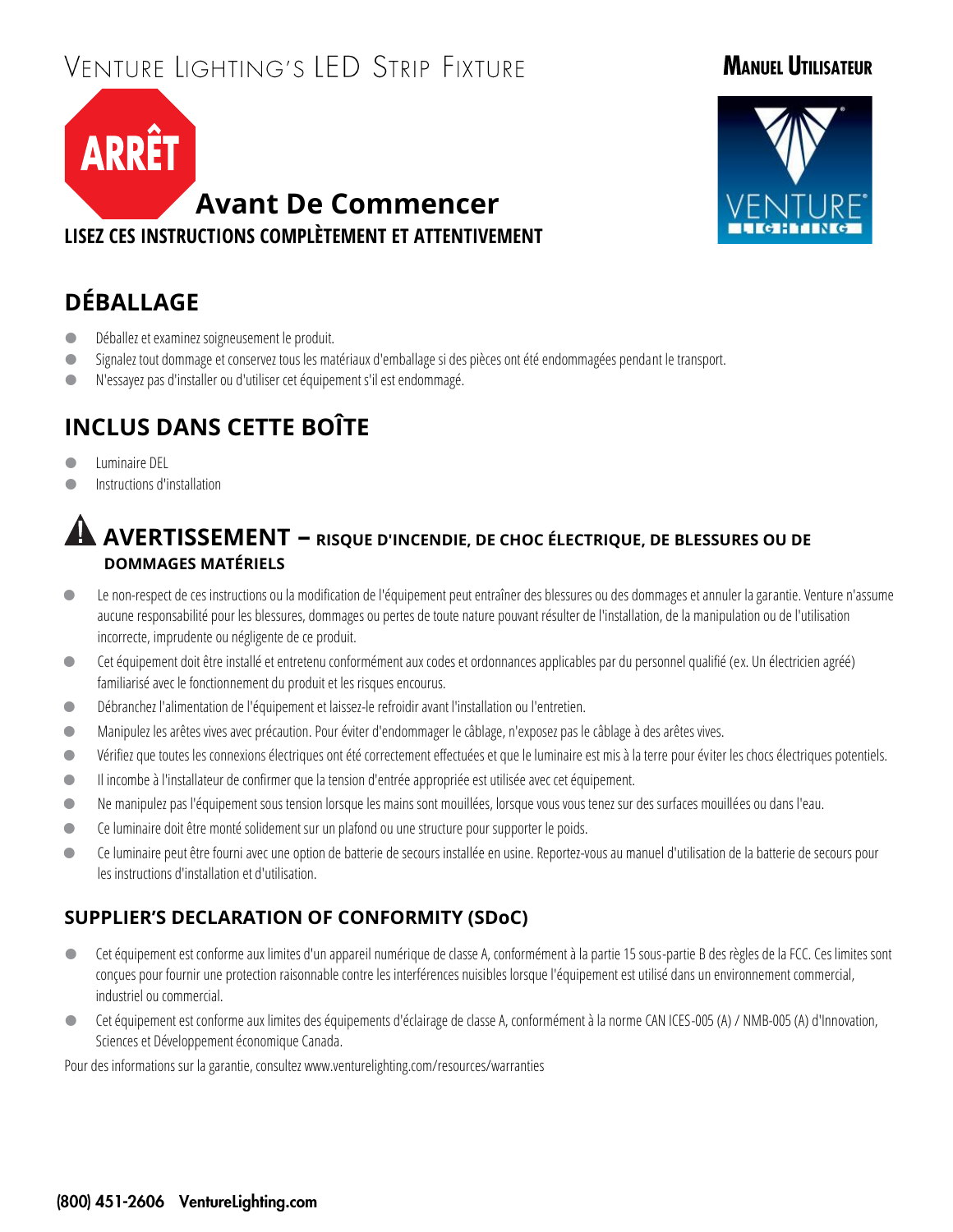# Venture Lighting's LED Strip Fixture

**Manuel Utilisateur**

ARRÊT

## Avant De Commencer

**LISEZ CES INSTRUCTIONS COMPLÈTEMENT ET ATTENTIVEMENT**

## DÉBALLAGE

- Déballez et examinez soigneusement le produit.
- Signalez tout dommage et conservez tous les matériaux d'emballage si des pièces ont été endommagées pendant le transport.
- N'essayez pas d'installer ou d'utiliser cet équipement s'il est endommagé.

## INCLUS DANS CETTE BOÎTE

- Luminaire DEL
- Instructions d'installation

## AVERTISSEMENT – RISQUE D'INCENDIE, DE CHOC ÉLECTRIQUE, DE BLESSURES OU DE DOMMAGES MATÉRIELS

- Le non-respect de ces instructions ou la modification de l'équipement peut entraîner des blessures ou des dommages et annuler la garantie. Venture n'assume aucune responsabilité pour les blessures, dommages ou pertes de toute nature pouvant résulter de l'installation, de la manipulation ou de l'utilisation incorrecte, imprudente ou négligente de ce produit.
- Cet équipement doit être installé et entretenu conformément aux codes et ordonnances applicables par du personnel qualifié (ex. Un électricien agréé) familiarisé avec le fonctionnement du produit et les risques encourus.
- Débranchez l'alimentation de l'équipement et laissez-le refroidir avant l'installation ou l'entretien.
- Manipulez les arêtes vives avec précaution. Pour éviter d'endommager le câblage, n'exposez pas le câblage à des arêtes vives.
- Vérifiez que toutes les connexions électriques ont été correctement effectuées et que le luminaire est mis à la terre pour éviter les chocs électriques potentiels.
- Il incombe à l'installateur de confirmer que la tension d'entrée appropriée est utilisée avec cet équipement.
- Ne manipulez pas l'équipement sous tension lorsque les mains sont mouillées, lorsque vous vous tenez sur des surfaces mouillées ou dans l'eau.
- Ce luminaire doit être monté solidement sur un plafond ou une structure pour supporter le poids.
- Ce luminaire peut être fourni avec une option de batterie de secours installée en usine. Reportez-vous au manuel d'utilisation de la batterie de secours pour les instructions d'installation et d'utilisation.

### SUPPLIER'S DECLARATION OF CONFORMITY (SDoC)

- Cet équipement est conforme aux limites d'un appareil numérique de classe A, conformément à la partie 15 sous-partie B des règles de la FCC. Ces limites sont conçues pour fournir une protection raisonnable contre les interférences nuisibles lorsque l'équipement est utilisé dans un environnement commercial, industriel ou commercial.
- Cet équipement est conforme aux limites des équipements d'éclairage de classe A, conformément à la norme CAN ICES-005 (A) / NMB-005 (A) d'Innovation, Sciences et Développement économique Canada.

Pour des informations sur la garantie, consultez www.venturelighting.com/resources/warranties

**(800) 451-2606 VentureLighting.com**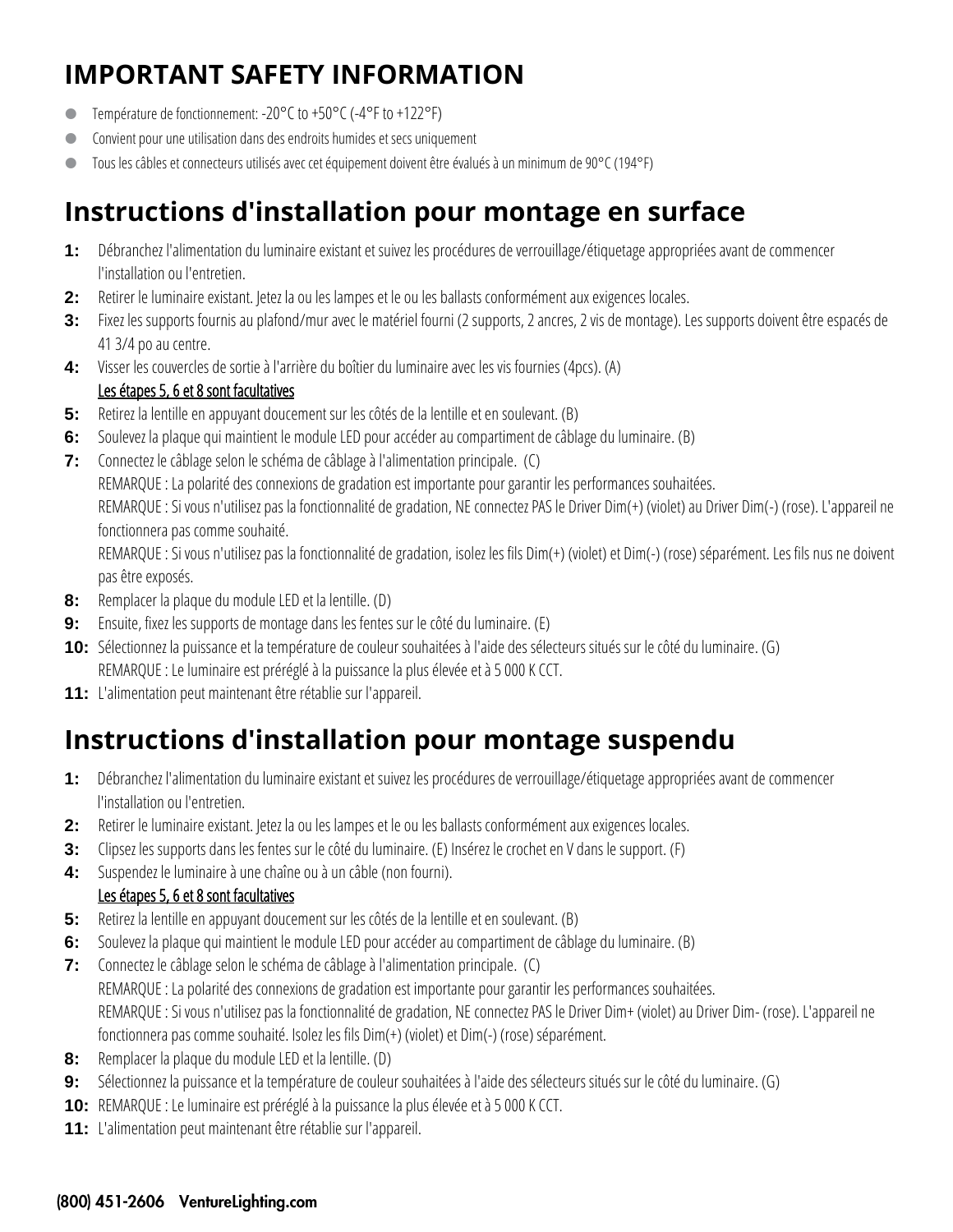# IMPORTANT SAFETY INFORMATION

- Température de fonctionnement: -20°C to +50°C (-4°F to +122°F)
- Convient pour une utilisation dans des endroits humides et secs uniquement
- Tous les câbles et connecteurs utilisés avec cet équipement doivent être évalués à un minimum de 90°C (194°F)

## Instructions d'installation pour montage en surface

**1:** Débranchez l'alimentation du luminaire existant et suivez les procédures de verrouillage/étiquetage appropriées avant de commencer l'installation ou l'entretien.

**2:** Retirer le luminaire existant. Jetez la ou les lampes et le ou les ballasts conformément aux exigences locales.

**3:** Fixez les supports fournis au plafond/mur avec le matériel fourni (2 supports, 2 ancres, 2 vis de montage). Les supports doivent être espacés de 41 3/4 po au centre.

**4:** Visser les couvercles de sortie à l'arrière du boîtier du luminaire avec les vis fournies (4pcs). (A)

<u>Les étapes 5, 6 et 8 sont facultatives</u>

**5:** Retirez la lentille en appuyant doucement sur les côtés de la lentille et en soulevant. (B)

**6:** Soulevez la plaque qui maintient le module LED pour accéder au compartiment de câblage du luminaire. (B)

**7:** Connectez le câblage selon le schéma de câblage à l'alimentation principale. (C)
REMARQUE : La polarité des connexions de gradation est importante pour garantir les performances souhaitées.
REMARQUE : Si vous n'utilisez pas la fonctionnalité de gradation, NE connectez PAS le Driver Dim(+) (violet) au Driver Dim(-) (rose). L'appareil ne fonctionnera pas comme souhaité.
REMARQUE : Si vous n'utilisez pas la fonctionnalité de gradation, isolez les fils Dim(+) (violet) et Dim(-) (rose) séparément. Les fils nus ne doivent pas être exposés.

**8:** Remplacer la plaque du module LED et la lentille. (D)

**9:** Ensuite, fixez les supports de montage dans les fentes sur le côté du luminaire. (E)

**10:** Sélectionnez la puissance et la température de couleur souhaitées à l'aide des sélecteurs situés sur le côté du luminaire. (G)
REMARQUE : Le luminaire est préréglé à la puissance la plus élevée et à 5 000 K CCT.

**11:** L'alimentation peut maintenant être rétablie sur l'appareil.

## Instructions d'installation pour montage suspendu

**1:** Débranchez l'alimentation du luminaire existant et suivez les procédures de verrouillage/étiquetage appropriées avant de commencer l'installation ou l'entretien.

**2:** Retirer le luminaire existant. Jetez la ou les lampes et le ou les ballasts conformément aux exigences locales.

**3:** Clipsez les supports dans les fentes sur le côté du luminaire. (E) Insérez le crochet en V dans le support. (F)

**4:** Suspendez le luminaire à une chaîne ou à un câble (non fourni).

<u>Les étapes 5, 6 et 8 sont facultatives</u>

**5:** Retirez la lentille en appuyant doucement sur les côtés de la lentille et en soulevant. (B)

**6:** Soulevez la plaque qui maintient le module LED pour accéder au compartiment de câblage du luminaire. (B)

**7:** Connectez le câblage selon le schéma de câblage à l'alimentation principale. (C)
REMARQUE : La polarité des connexions de gradation est importante pour garantir les performances souhaitées.
REMARQUE : Si vous n'utilisez pas la fonctionnalité de gradation, NE connectez PAS le Driver Dim+ (violet) au Driver Dim- (rose). L'appareil ne fonctionnera pas comme souhaité. Isolez les fils Dim(+) (violet) et Dim(-) (rose) séparément.

**8:** Remplacer la plaque du module LED et la lentille. (D)

**9:** Sélectionnez la puissance et la température de couleur souhaitées à l'aide des sélecteurs situés sur le côté du luminaire. (G)

**10:** REMARQUE : Le luminaire est préréglé à la puissance la plus élevée et à 5 000 K CCT.

**11:** L'alimentation peut maintenant être rétablie sur l'appareil.

**(800) 451-2606 VentureLighting.com**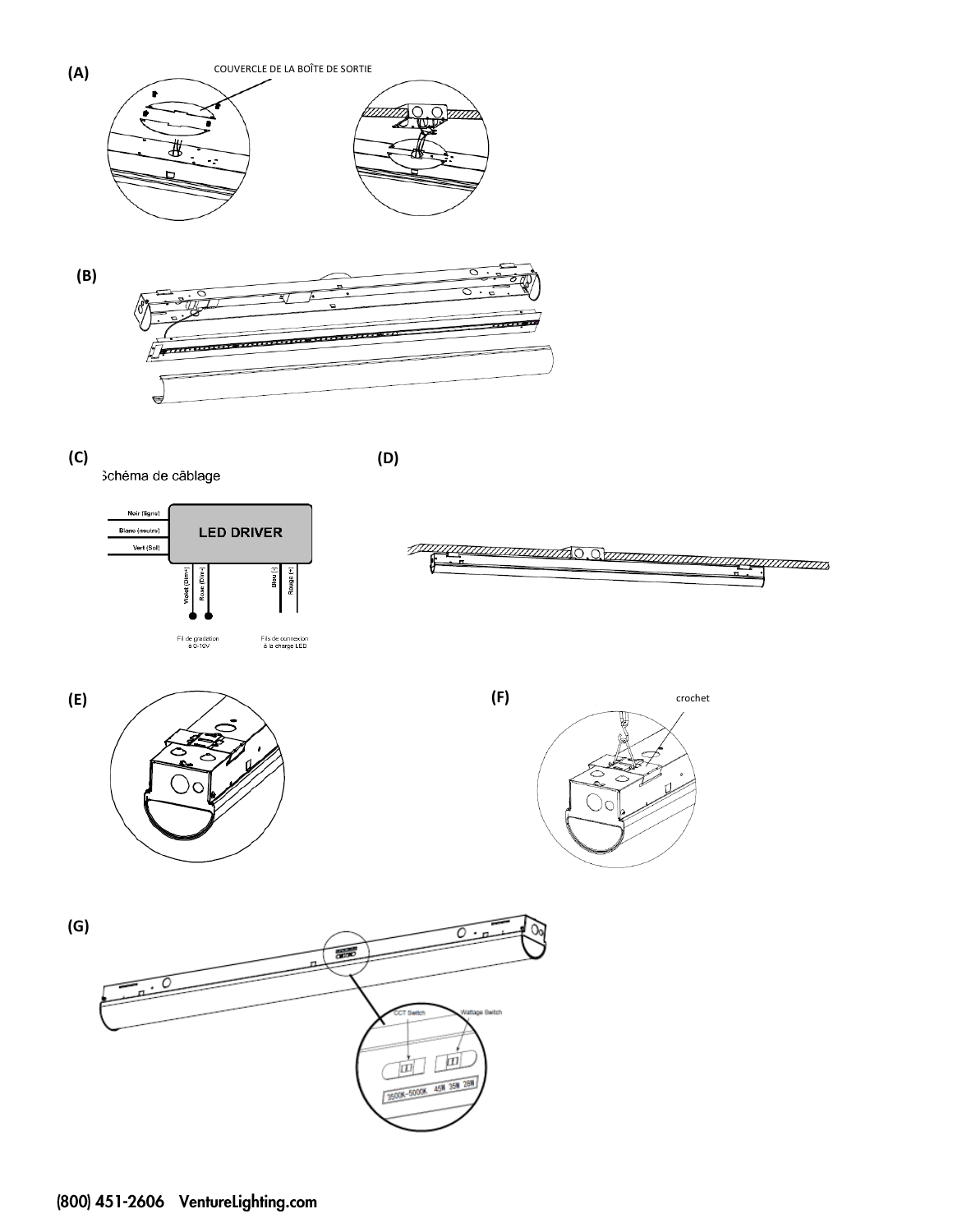(A)

COUVERCLE DE LA BOÎTE DE SORTIE

(B)

(C)

Schéma de câblage

LED DRIVER

Noir (ligne)

Blanc (neutre)

Vert (Sol)

Violet (Dim+)

Rose (Dim-)

Bleu (-)

Rouge (+)

Fil de gradation à 0-10V

Fils de connexion à la charge LED

(D)

(E)

(F)

crochet

(G)

CCT Switch

Wattage Switch

3500K-5000K 45W 35W 28W

**(800) 451-2606 VentureLighting.com**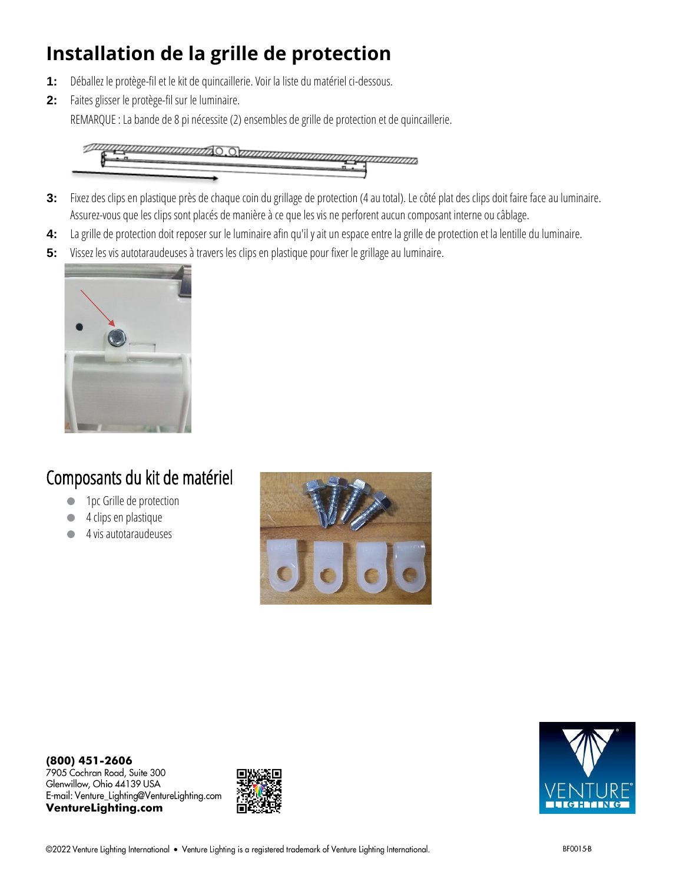# Installation de la grille de protection

**1:** Déballez le protège-fil et le kit de quincaillerie. Voir la liste du matériel ci-dessous.

**2:** Faites glisser le protège-fil sur le luminaire.

REMARQUE : La bande de 8 pi nécessite (2) ensembles de grille de protection et de quincaillerie.

**3:** Fixez des clips en plastique près de chaque coin du grillage de protection (4 au total). Le côté plat des clips doit faire face au luminaire. Assurez-vous que les clips sont placés de manière à ce que les vis ne perforent aucun composant interne ou câblage.

**4:** La grille de protection doit reposer sur le luminaire afin qu'il y ait un espace entre la grille de protection et la lentille du luminaire.

**5:** Vissez les vis autotaraudeuses à travers les clips en plastique pour fixer le grillage au luminaire.

## Composants du kit de matériel

- 1pc Grille de protection
- 4 clips en plastique
- 4 vis autotaraudeuses

**(800) 451-2606**
7905 Cochran Road, Suite 300
Glenwillow, Ohio 44139 USA
E-mail: Venture_Lighting@VentureLighting.com
**VentureLighting.com**

©2022 Venture Lighting International • Venture Lighting is a registered trademark of Venture Lighting International.

BF0015-B